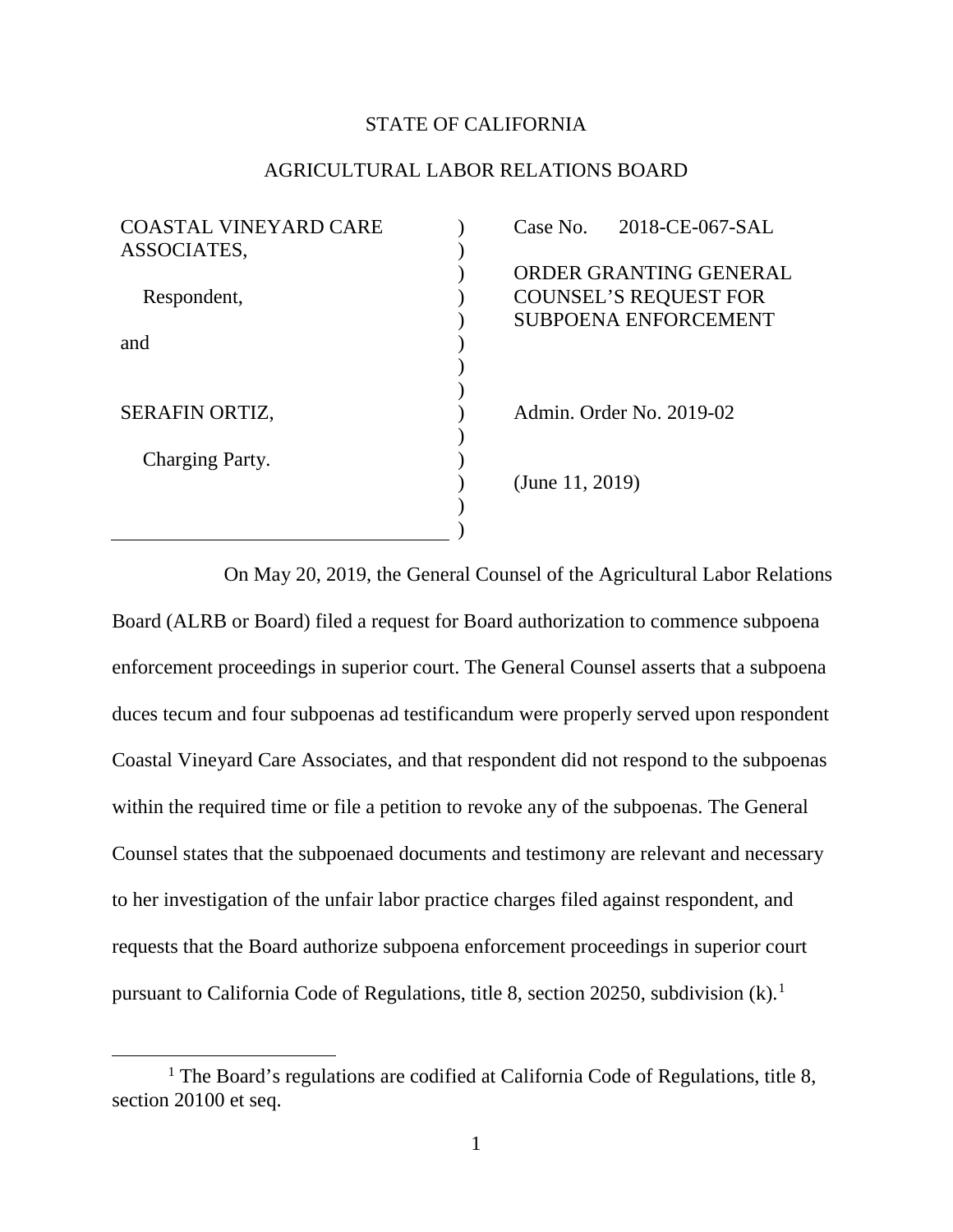STATE OF CALIFORNIA

AGRICULTURAL LABOR RELATIONS BOARD

| | | |
|---|---|---|
| COASTAL VINEYARD CARE ASSOCIATES, | ) | Case No. 2018-CE-067-SAL |
| Respondent, | ) | ORDER GRANTING GENERAL COUNSEL'S REQUEST FOR SUBPOENA ENFORCEMENT |
| and | ) | |
| SERAFIN ORTIZ, | ) | Admin. Order No. 2019-02 |
| Charging Party. | ) | (June 11, 2019) |

On May 20, 2019, the General Counsel of the Agricultural Labor Relations Board (ALRB or Board) filed a request for Board authorization to commence subpoena enforcement proceedings in superior court. The General Counsel asserts that a subpoena duces tecum and four subpoenas ad testificandum were properly served upon respondent Coastal Vineyard Care Associates, and that respondent did not respond to the subpoenas within the required time or file a petition to revoke any of the subpoenas. The General Counsel states that the subpoenaed documents and testimony are relevant and necessary to her investigation of the unfair labor practice charges filed against respondent, and requests that the Board authorize subpoena enforcement proceedings in superior court pursuant to California Code of Regulations, title 8, section 20250, subdivision (k).[1]

[1] The Board's regulations are codified at California Code of Regulations, title 8, section 20100 et seq.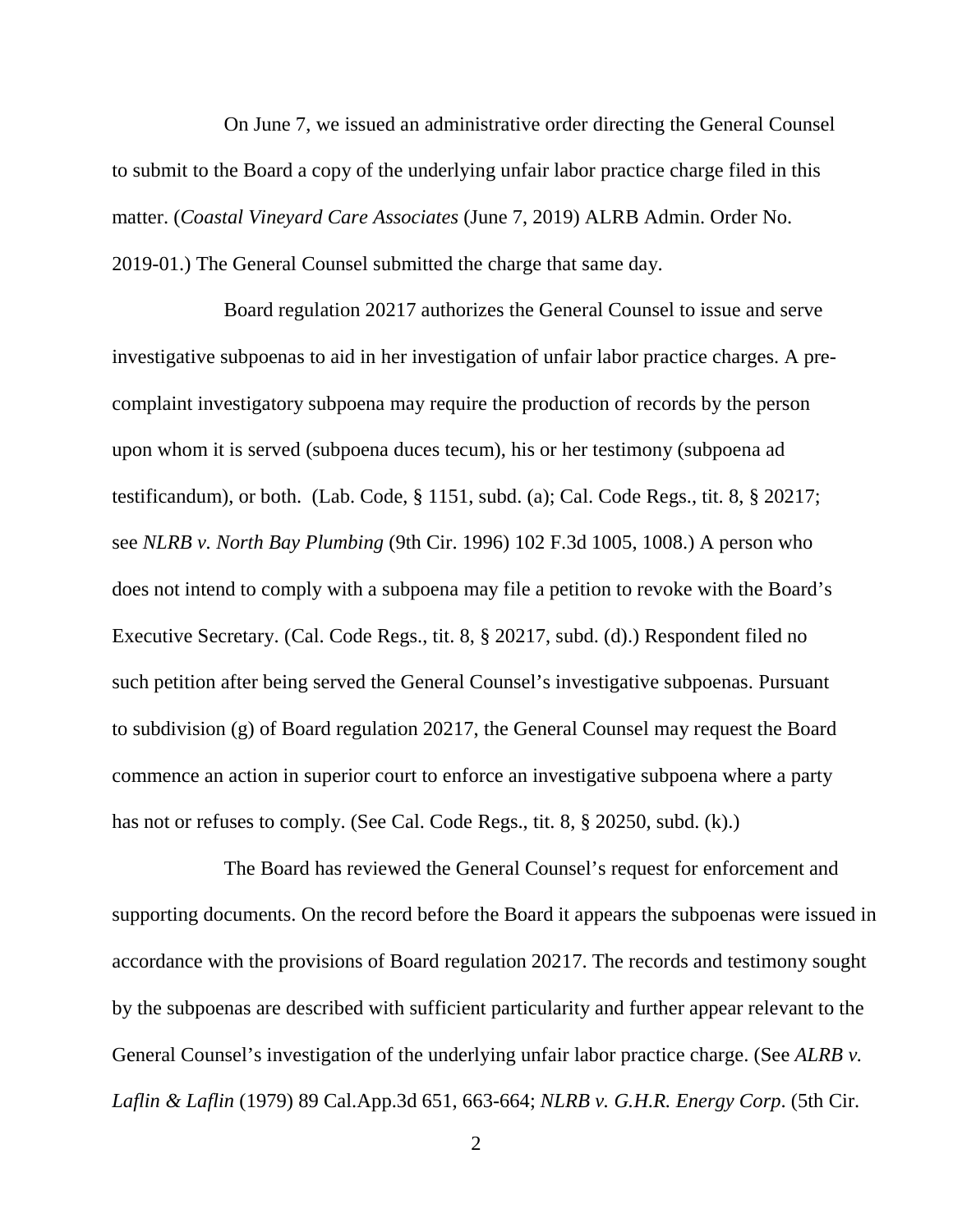On June 7, we issued an administrative order directing the General Counsel to submit to the Board a copy of the underlying unfair labor practice charge filed in this matter. (*Coastal Vineyard Care Associates* (June 7, 2019) ALRB Admin. Order No. 2019-01.) The General Counsel submitted the charge that same day.

Board regulation 20217 authorizes the General Counsel to issue and serve investigative subpoenas to aid in her investigation of unfair labor practice charges. A pre-complaint investigatory subpoena may require the production of records by the person upon whom it is served (subpoena duces tecum), his or her testimony (subpoena ad testificandum), or both. (Lab. Code, § 1151, subd. (a); Cal. Code Regs., tit. 8, § 20217; see *NLRB v. North Bay Plumbing* (9th Cir. 1996) 102 F.3d 1005, 1008.) A person who does not intend to comply with a subpoena may file a petition to revoke with the Board's Executive Secretary. (Cal. Code Regs., tit. 8, § 20217, subd. (d).) Respondent filed no such petition after being served the General Counsel's investigative subpoenas. Pursuant to subdivision (g) of Board regulation 20217, the General Counsel may request the Board commence an action in superior court to enforce an investigative subpoena where a party has not or refuses to comply. (See Cal. Code Regs., tit. 8, § 20250, subd. (k).)

The Board has reviewed the General Counsel's request for enforcement and supporting documents. On the record before the Board it appears the subpoenas were issued in accordance with the provisions of Board regulation 20217. The records and testimony sought by the subpoenas are described with sufficient particularity and further appear relevant to the General Counsel's investigation of the underlying unfair labor practice charge. (See *ALRB v. Laflin & Laflin* (1979) 89 Cal.App.3d 651, 663-664; *NLRB v. G.H.R. Energy Corp*. (5th Cir.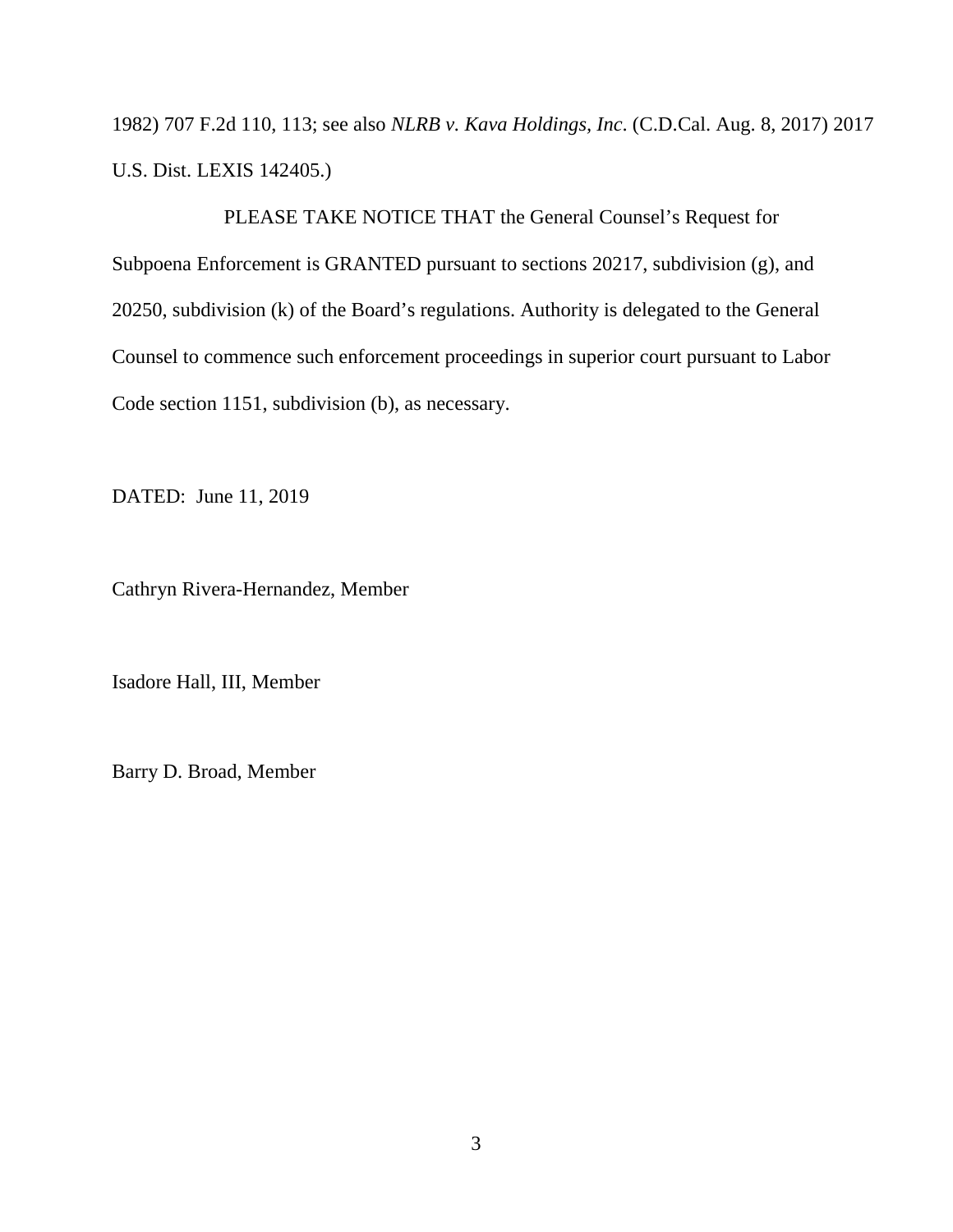1982) 707 F.2d 110, 113; see also *NLRB v. Kava Holdings, Inc*. (C.D.Cal. Aug. 8, 2017) 2017 U.S. Dist. LEXIS 142405.)

PLEASE TAKE NOTICE THAT the General Counsel's Request for Subpoena Enforcement is GRANTED pursuant to sections 20217, subdivision (g), and 20250, subdivision (k) of the Board's regulations. Authority is delegated to the General Counsel to commence such enforcement proceedings in superior court pursuant to Labor Code section 1151, subdivision (b), as necessary.

DATED: June 11, 2019

Cathryn Rivera-Hernandez, Member

Isadore Hall, III, Member

Barry D. Broad, Member